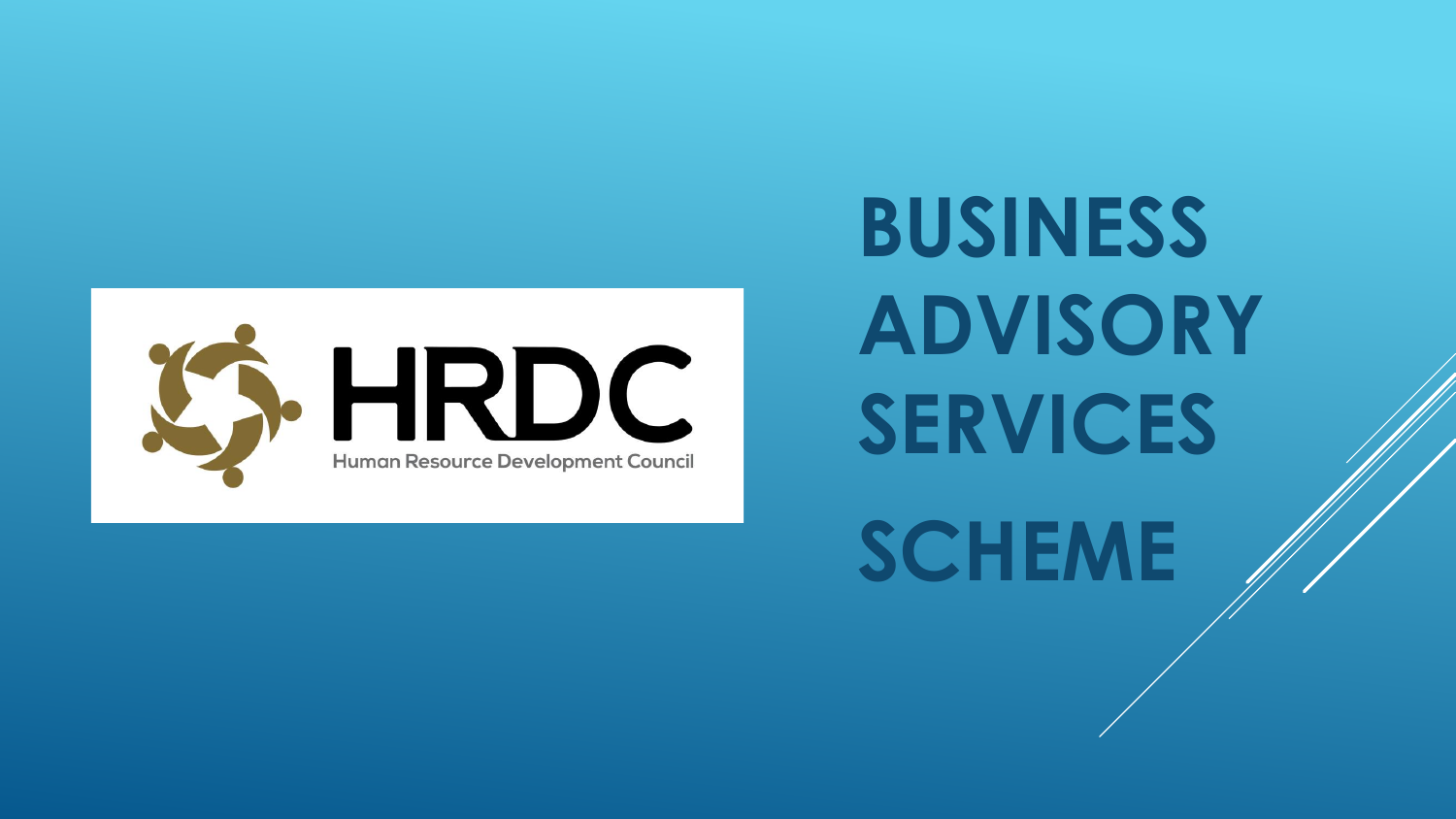HRDC

Human Resource Development Council

# BUSINESS ADVISORY SERVICES SCHEME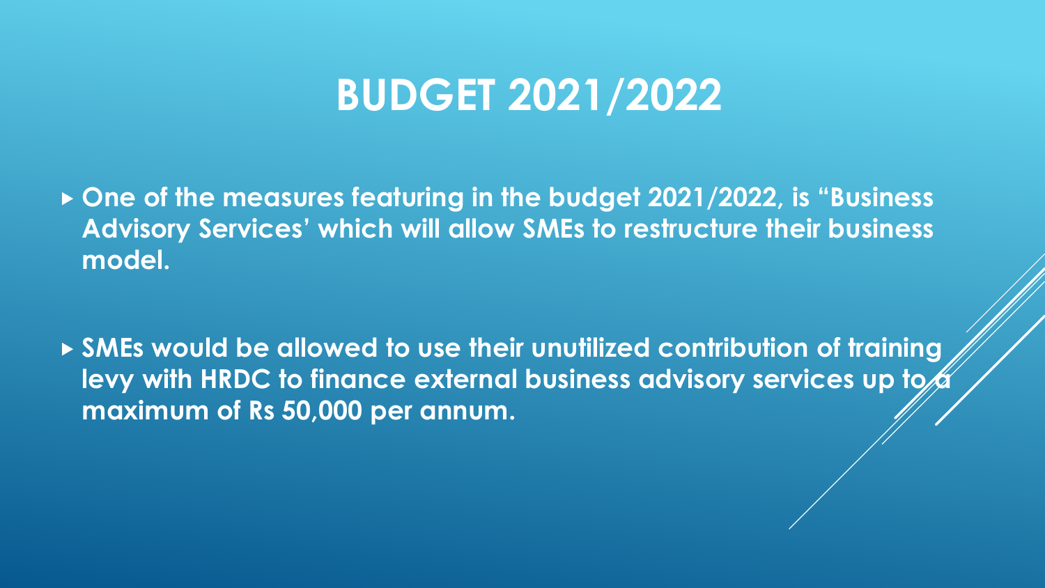# BUDGET 2021/2022

- **One of the measures featuring in the budget 2021/2022, is "Business Advisory Services' which will allow SMEs to restructure their business model.**

- **SMEs would be allowed to use their unutilized contribution of training levy with HRDC to finance external business advisory services up to a maximum of Rs 50,000 per annum.**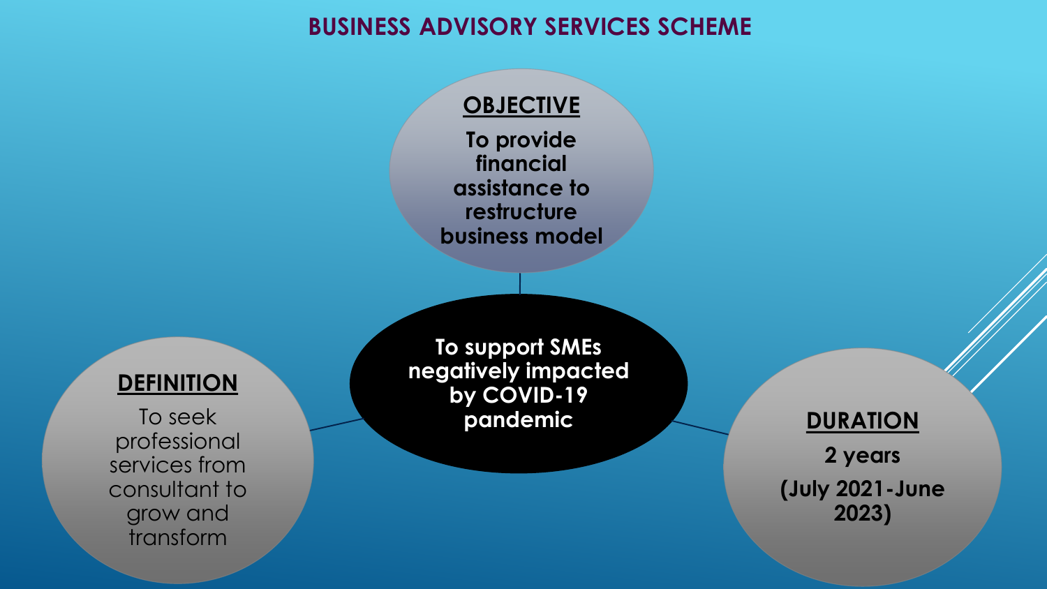# BUSINESS ADVISORY SERVICES SCHEME

**To support SMEs negatively impacted by COVID-19 pandemic**

## OBJECTIVE

**To provide financial assistance to restructure business model**

## DEFINITION

To seek professional services from consultant to grow and transform

## DURATION

**2 years**

**(July 2021-June 2023)**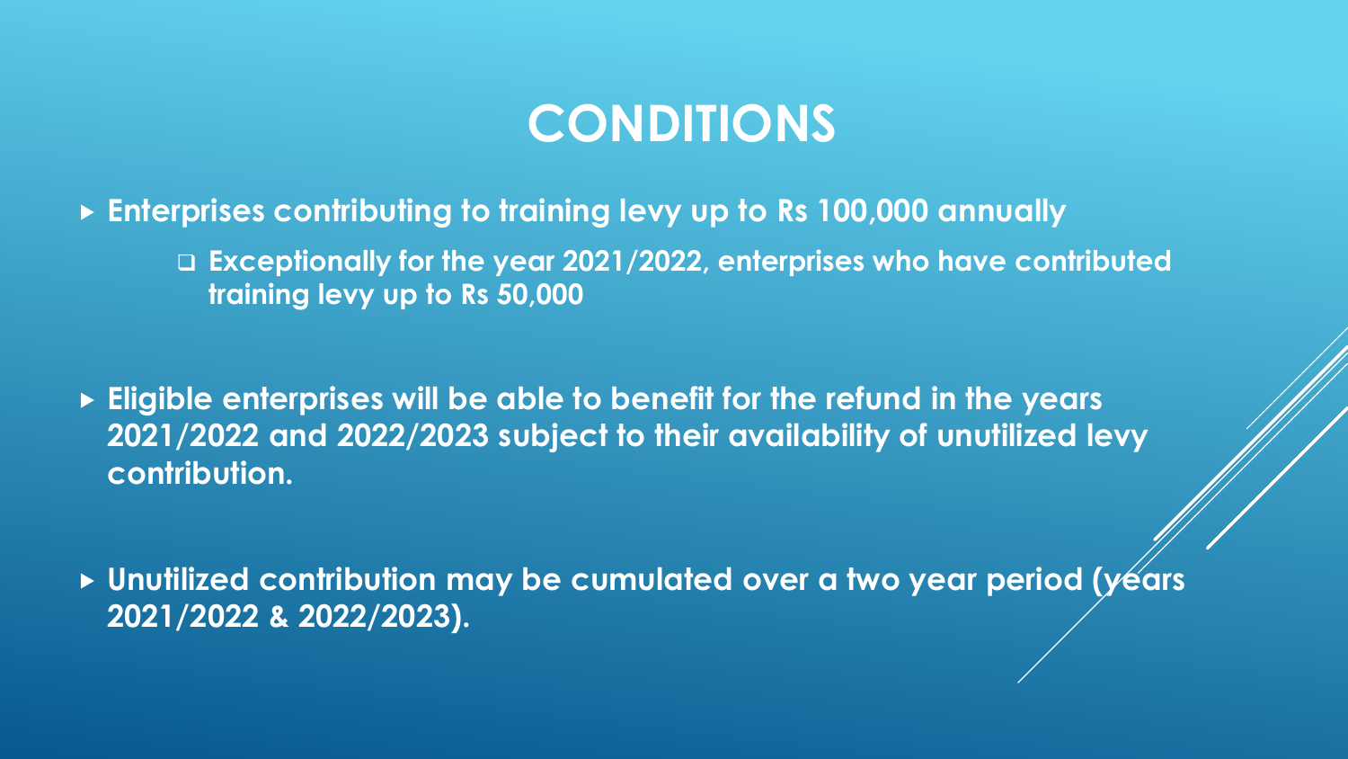# CONDITIONS

- Enterprises contributing to training levy up to Rs 100,000 annually
  - Exceptionally for the year 2021/2022, enterprises who have contributed training levy up to Rs 50,000

- Eligible enterprises will be able to benefit for the refund in the years 2021/2022 and 2022/2023 subject to their availability of unutilized levy contribution.

- Unutilized contribution may be cumulated over a two year period (years 2021/2022 & 2022/2023).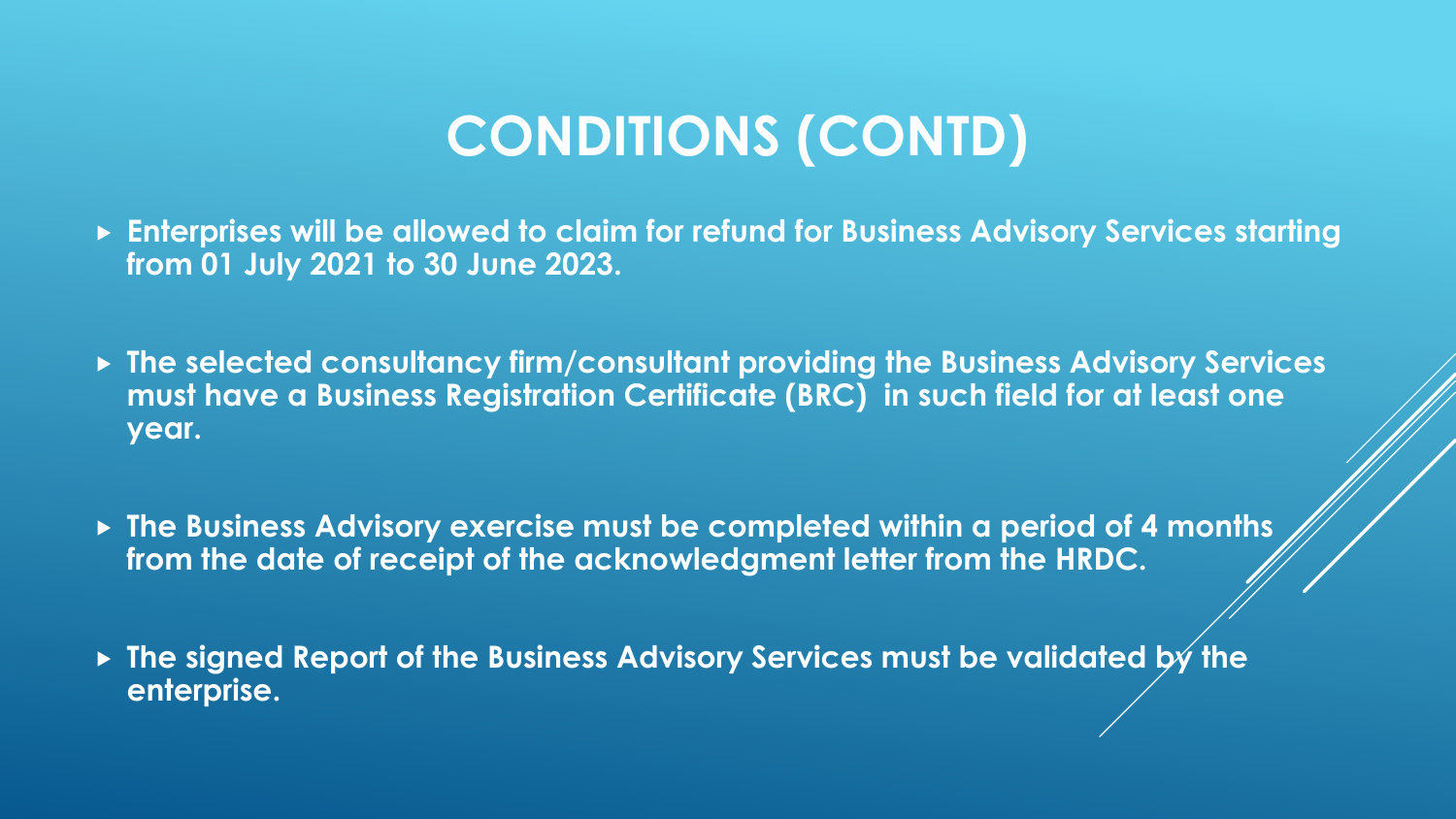# CONDITIONS (CONTD)

- **Enterprises will be allowed to claim for refund for Business Advisory Services starting from 01 July 2021 to 30 June 2023.**

- **The selected consultancy firm/consultant providing the Business Advisory Services must have a Business Registration Certificate (BRC) in such field for at least one year.**

- **The Business Advisory exercise must be completed within a period of 4 months from the date of receipt of the acknowledgment letter from the HRDC.**

- **The signed Report of the Business Advisory Services must be validated by the enterprise.**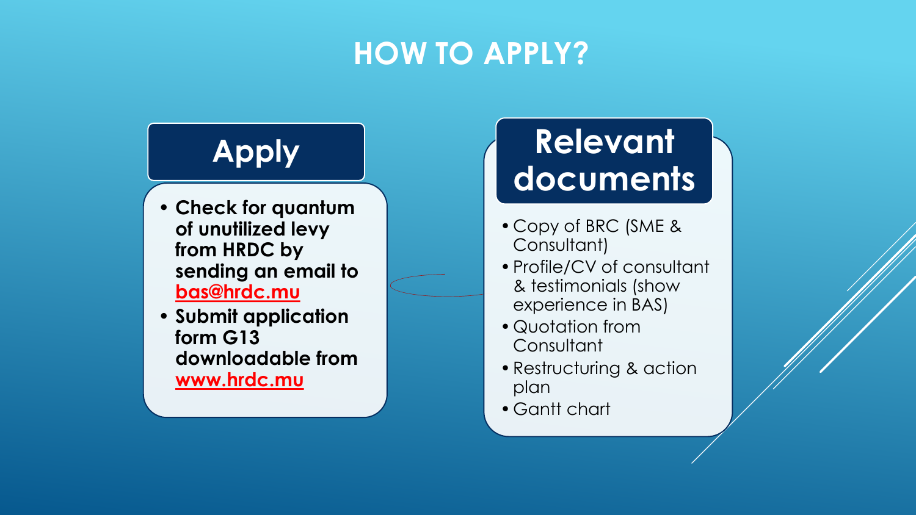# HOW TO APPLY?

## Apply

- **Check for quantum of unutilized levy from HRDC by sending an email to bas@hrdc.mu**
- **Submit application form G13 downloadable from www.hrdc.mu**

## Relevant documents

- Copy of BRC (SME & Consultant)
- Profile/CV of consultant & testimonials (show experience in BAS)
- Quotation from Consultant
- Restructuring & action plan
- Gantt chart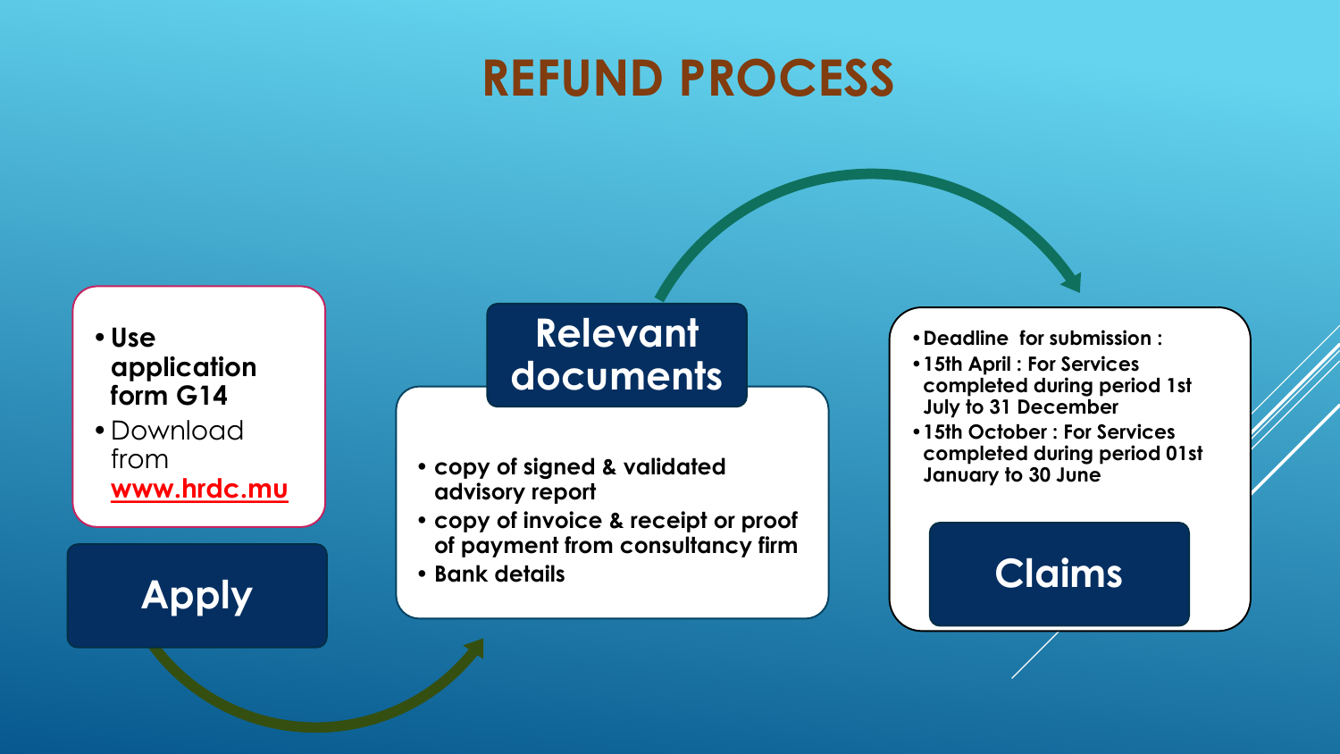# REFUND PROCESS

## Apply

- **Use application form G14**
- Download from **[www.hrdc.mu](http://www.hrdc.mu)**

## Relevant documents

- **copy of signed & validated advisory report**
- **copy of invoice & receipt or proof of payment from consultancy firm**
- **Bank details**

## Claims

- **Deadline for submission :**
- **15th April : For Services completed during period 1st July to 31 December**
- **15th October : For Services completed during period 01st January to 30 June**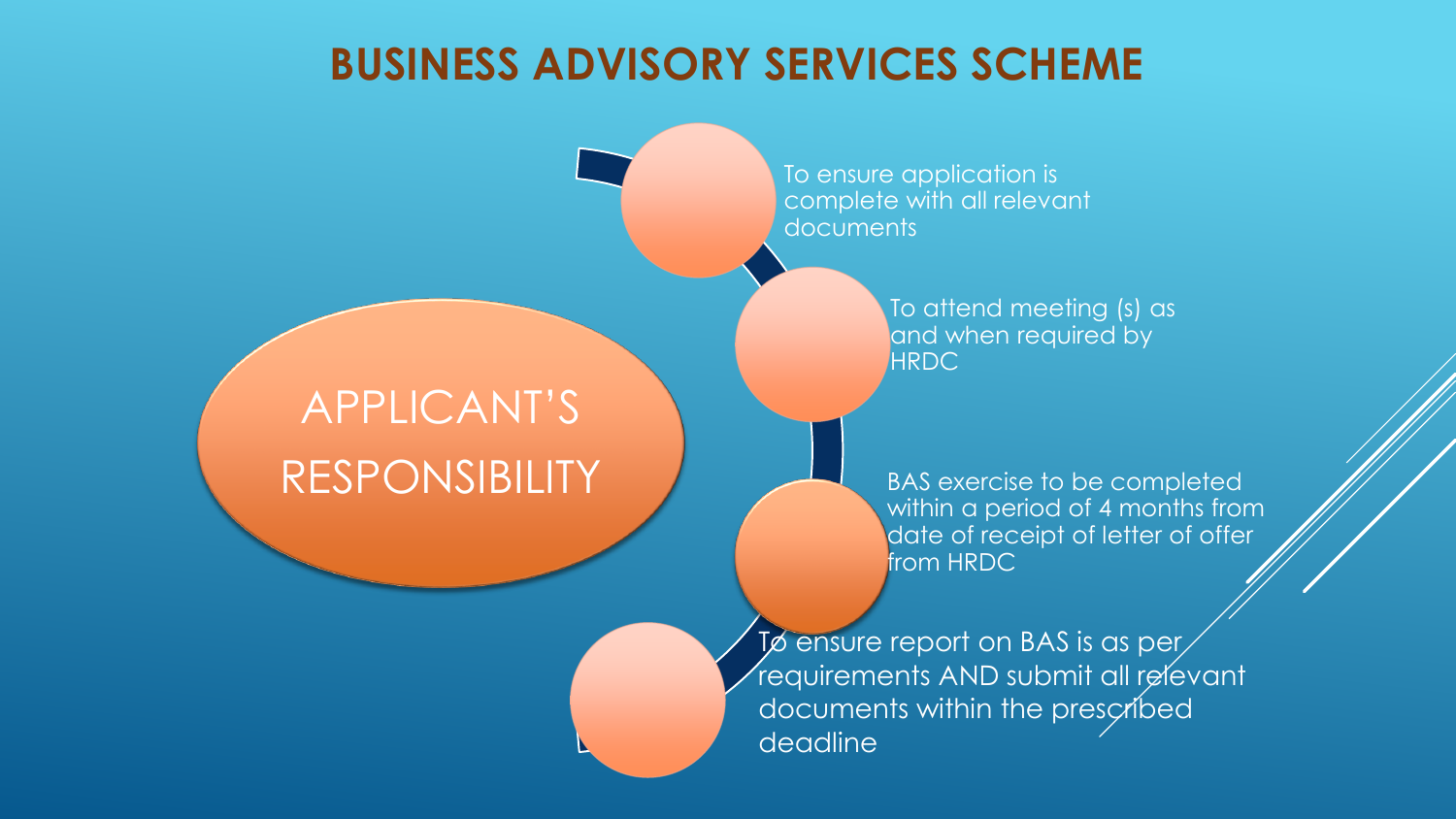# BUSINESS ADVISORY SERVICES SCHEME

## APPLICANT'S RESPONSIBILITY

- To ensure application is complete with all relevant documents
- To attend meeting (s) as and when required by HRDC
- BAS exercise to be completed within a period of 4 months from date of receipt of letter of offer from HRDC
- To ensure report on BAS is as per requirements AND submit all relevant documents within the prescribed deadline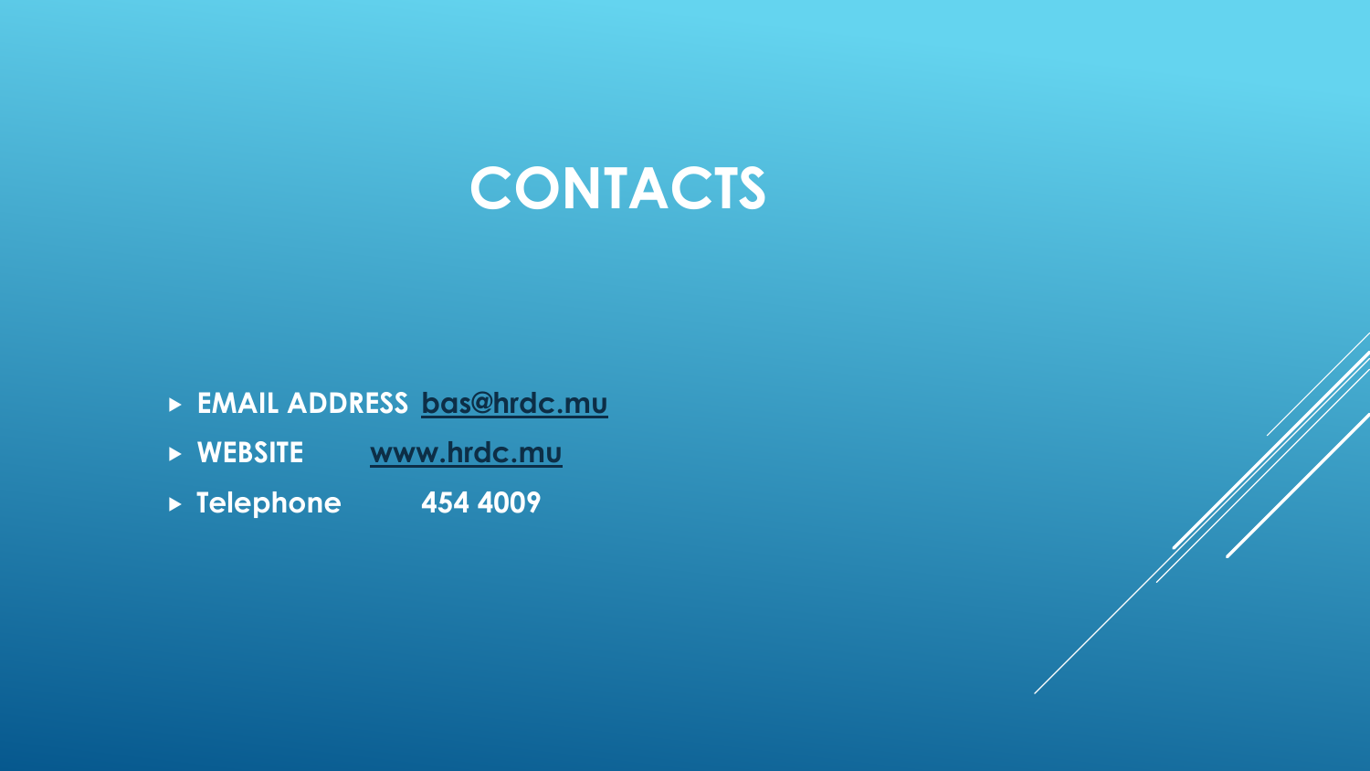# CONTACTS

- **EMAIL ADDRESS** **bas@hrdc.mu**
- **WEBSITE** **www.hrdc.mu**
- **Telephone** **454 4009**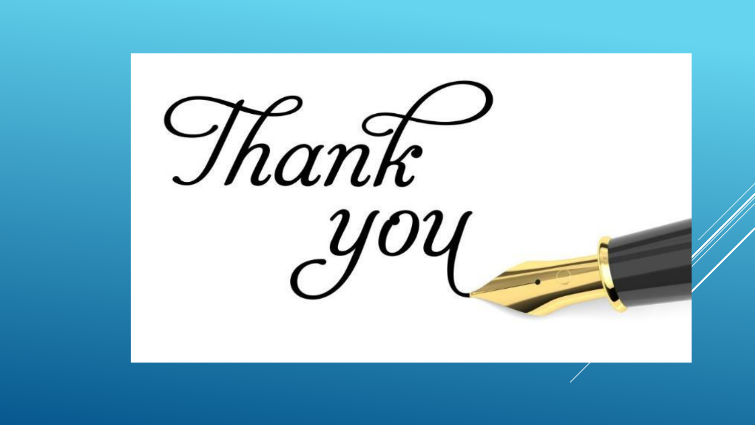Thank you